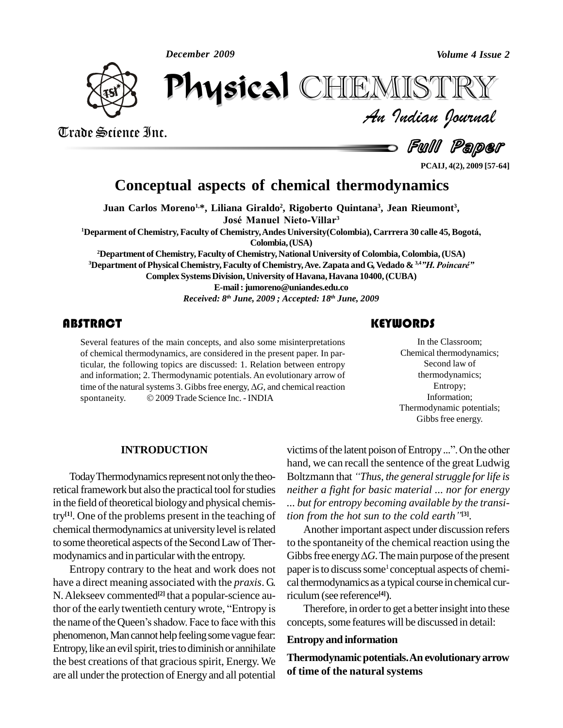# Conceptual aspects of chemical thermodynamics

**Juan Carlos Moreno[1,*], Liliana Giraldo[2], Rigoberto Quintana[3], Jean Rieumont[3], José Manuel Nieto-Villar[3]**

[1]Deparment of Chemistry, Faculty of Chemistry, Andes University (Colombia), Carrrera 30 calle 45, Bogotá, Colombia, (USA)

[2]Department of Chemistry, Faculty of Chemistry, National University of Colombia, Colombia, (USA)

[3]Department of Physical Chemistry, Faculty of Chemistry, Ave. Zapata and G, Vedado & [3,4]*"H. Poincaré"* Complex Systems Division, University of Havana, Havana 10400, (CUBA)

E-mail : jumoreno@uniandes.edu.co

*Received: 8th June, 2009 ; Accepted: 18th June, 2009*

## ABSTRACT

Several features of the main concepts, and also some misinterpretations of chemical thermodynamics, are considered in the present paper. In particular, the following topics are discussed: 1. Relation between entropy and information; 2. Thermodynamic potentials. An evolutionary arrow of time of the natural systems 3. Gibbs free energy, $\Delta G$, and chemical reaction spontaneity. © 2009 Trade Science Inc. - INDIA

## KEYWORDS

In the Classroom; Chemical thermodynamics; Second law of thermodynamics; Entropy; Information; Thermodynamic potentials; Gibbs free energy.

## INTRODUCTION

Today Thermodynamics represent not only the theoretical framework but also the practical tool for studies in the field of theoretical biology and physical chemistry[1]. One of the problems present in the teaching of chemical thermodynamics at university level is related to some theoretical aspects of the Second Law of Thermodynamics and in particular with the entropy.

Entropy contrary to the heat and work does not have a direct meaning associated with the *praxis*. G. N. Alekseev commented[2] that a popular-science author of the early twentieth century wrote, "Entropy is the name of the Queen's shadow. Face to face with this phenomenon, Man cannot help feeling some vague fear: Entropy, like an evil spirit, tries to diminish or annihilate the best creations of that gracious spirit, Energy. We are all under the protection of Energy and all potential victims of the latent poison of Entropy ...". On the other hand, we can recall the sentence of the great Ludwig Boltzmann that *"Thus, the general struggle for life is neither a fight for basic material ... nor for energy ... but for entropy becoming available by the transition from the hot sun to the cold earth"*[3].

Another important aspect under discussion refers to the spontaneity of the chemical reaction using the Gibbs free energy $\Delta G$. The main purpose of the present paper is to discuss some[1] conceptual aspects of chemical thermodynamics as a typical course in chemical curriculum (see reference[4]).

Therefore, in order to get a better insight into these concepts, some features will be discussed in detail:

**Entropy and information**

**Thermodynamic potentials. An evolutionary arrow of time of the natural systems**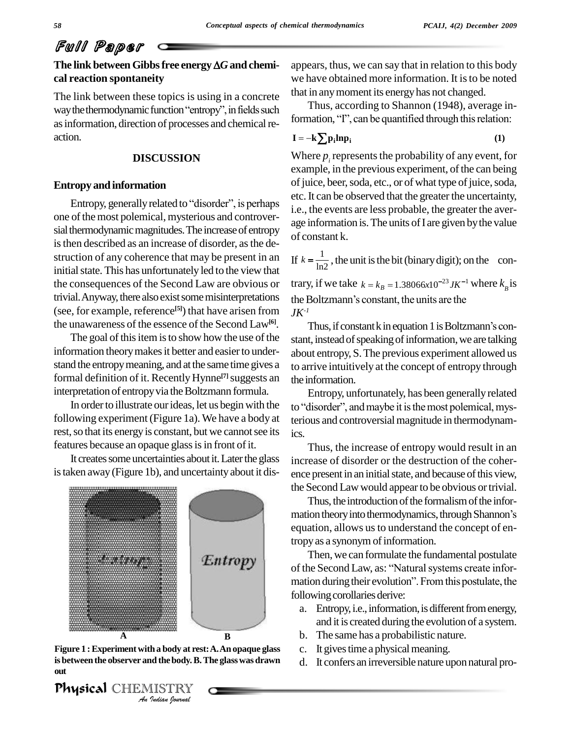## The link between Gibbs free energy $\Delta G$ and chemical reaction spontaneity

The link between these topics is using in a concrete way the thermodynamic function "entropy", in fields such as information, direction of processes and chemical reaction.

## DISCUSSION

### Entropy and information

Entropy, generally related to "disorder", is perhaps one of the most polemical, mysterious and controversial thermodynamic magnitudes. The increase of entropy is then described as an increase of disorder, as the destruction of any coherence that may be present in an initial state. This has unfortunately led to the view that the consequences of the Second Law are obvious or trivial. Anyway, there also exist some misinterpretations (see, for example, reference[5]) that have arisen from the unawareness of the essence of the Second Law[6].

The goal of this item is to show how the use of the information theory makes it better and easier to understand the entropy meaning, and at the same time gives a formal definition of it. Recently Hynne[7] suggests an interpretation of entropy via the Boltzmann formula.

In order to illustrate our ideas, let us begin with the following experiment (Figure 1a). We have a body at rest, so that its energy is constant, but we cannot see its features because an opaque glass is in front of it.

It creates some uncertainties about it. Later the glass is taken away (Figure 1b), and uncertainty about it disappears, thus, we can say that in relation to this body we have obtained more information. It is to be noted that in any moment its energy has not changed.

**Figure 1 : Experiment with a body at rest: A. An opaque glass is between the observer and the body. B. The glass was drawn out**

Thus, according to Shannon (1948), average information, "I", can be quantified through this relation:

$$\mathbf{I} = -\mathbf{k}\sum \mathbf{p_i} \ln \mathbf{p_i} \qquad (1)$$

Where $p_i$ represents the probability of any event, for example, in the previous experiment, of the can being of juice, beer, soda, etc., or of what type of juice, soda, etc. It can be observed that the greater the uncertainty, i.e., the events are less probable, the greater the average information is. The units of I are given by the value of constant k.

If $k = \frac{1}{\ln 2}$, the unit is the bit (binary digit); on the contrary, if we take $k = k_B = 1.38066x10^{-23} JK^{-1}$ where $k_B$ is the Boltzmann's constant, the units are the $JK^{-1}$

Thus, if constant k in equation 1 is Boltzmann's constant, instead of speaking of information, we are talking about entropy, S. The previous experiment allowed us to arrive intuitively at the concept of entropy through the information.

Entropy, unfortunately, has been generally related to "disorder", and maybe it is the most polemical, mysterious and controversial magnitude in thermodynamics.

Thus, the increase of entropy would result in an increase of disorder or the destruction of the coherence present in an initial state, and because of this view, the Second Law would appear to be obvious or trivial.

Thus, the introduction of the formalism of the information theory into thermodynamics, through Shannon's equation, allows us to understand the concept of entropy as a synonym of information.

Then, we can formulate the fundamental postulate of the Second Law, as: "Natural systems create information during their evolution". From this postulate, the following corollaries derive:

a. Entropy, i.e., information, is different from energy, and it is created during the evolution of a system.
b. The same has a probabilistic nature.
c. It gives time a physical meaning.
d. It confers an irreversible nature upon natural pro-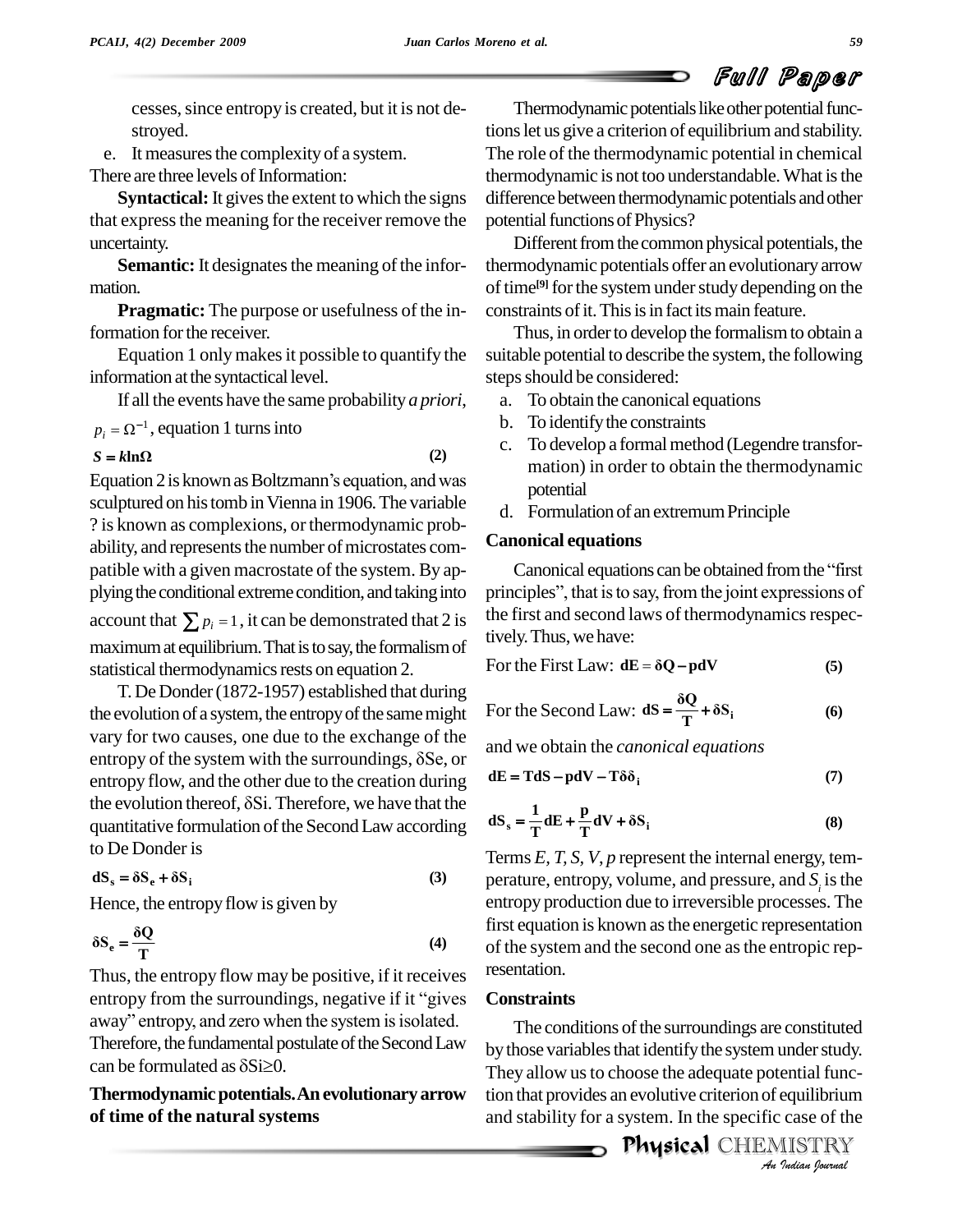cesses, since entropy is created, but it is not destroyed.

e. It measures the complexity of a system.

There are three levels of Information:

**Syntactical:** It gives the extent to which the signs that express the meaning for the receiver remove the uncertainty.

**Semantic:** It designates the meaning of the information.

**Pragmatic:** The purpose or usefulness of the information for the receiver.

Equation 1 only makes it possible to quantify the information at the syntactical level.

If all the events have the same probability *a priori*, $p_i = \Omega^{-1}$, equation 1 turns into

$$S = k\ln\Omega \tag{2}$$

Equation 2 is known as Boltzmann's equation, and was sculptured on his tomb in Vienna in 1906. The variable ? is known as complexions, or thermodynamic probability, and represents the number of microstates compatible with a given macrostate of the system. By applying the conditional extreme condition, and taking into account that $\sum p_i = 1$, it can be demonstrated that 2 is maximum at equilibrium. That is to say, the formalism of statistical thermodynamics rests on equation 2.

T. De Donder (1872-1957) established that during the evolution of a system, the entropy of the same might vary for two causes, one due to the exchange of the entropy of the system with the surroundings, δSe, or entropy flow, and the other due to the creation during the evolution thereof, δSi. Therefore, we have that the quantitative formulation of the Second Law according to De Donder is

$$dS_s = \delta S_e + \delta S_i \tag{3}$$

Hence, the entropy flow is given by

$$\delta S_e = \frac{\delta Q}{T} \tag{4}$$

Thus, the entropy flow may be positive, if it receives entropy from the surroundings, negative if it "gives away" entropy, and zero when the system is isolated. Therefore, the fundamental postulate of the Second Law can be formulated as δSi≥0.

## Thermodynamic potentials. An evolutionary arrow of time of the natural systems

Thermodynamic potentials like other potential functions let us give a criterion of equilibrium and stability. The role of the thermodynamic potential in chemical thermodynamic is not too understandable. What is the difference between thermodynamic potentials and other potential functions of Physics?

Different from the common physical potentials, the thermodynamic potentials offer an evolutionary arrow of time[9] for the system under study depending on the constraints of it. This is in fact its main feature.

Thus, in order to develop the formalism to obtain a suitable potential to describe the system, the following steps should be considered:

a. To obtain the canonical equations
b. To identify the constraints
c. To develop a formal method (Legendre transformation) in order to obtain the thermodynamic potential
d. Formulation of an extremum Principle

### Canonical equations

Canonical equations can be obtained from the "first principles", that is to say, from the joint expressions of the first and second laws of thermodynamics respectively. Thus, we have:

For the First Law: $$dE = \delta Q - pdV \tag{5}$$

For the Second Law: $$dS = \frac{\delta Q}{T} + \delta S_i \tag{6}$$

and we obtain the *canonical equations*

$$dE = TdS - pdV - T\delta\delta_i \tag{7}$$

$$dS_s = \frac{1}{T}dE + \frac{p}{T}dV + \delta S_i \tag{8}$$

Terms *E, T, S, V, p* represent the internal energy, temperature, entropy, volume, and pressure, and $S_i$ is the entropy production due to irreversible processes. The first equation is known as the energetic representation of the system and the second one as the entropic representation.

### Constraints

The conditions of the surroundings are constituted by those variables that identify the system under study. They allow us to choose the adequate potential function that provides an evolutive criterion of equilibrium and stability for a system. In the specific case of the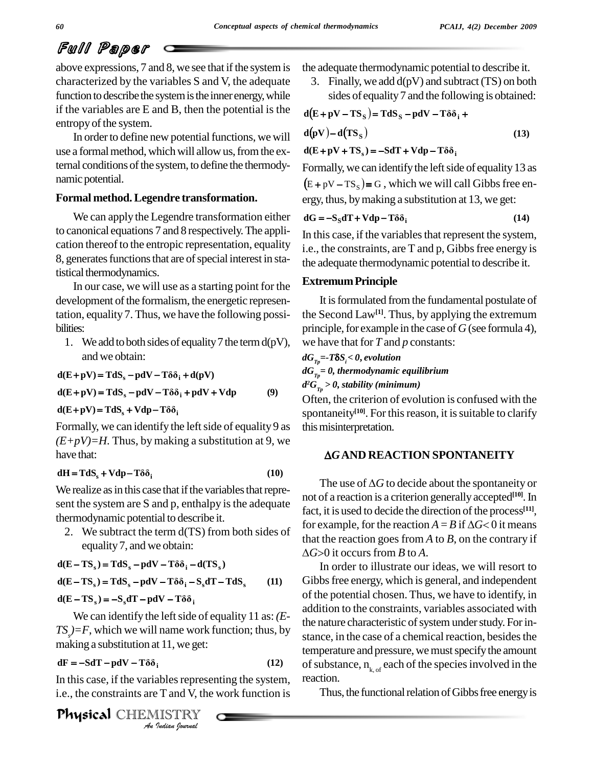above expressions, 7 and 8, we see that if the system is characterized by the variables S and V, the adequate function to describe the system is the inner energy, while if the variables are E and B, then the potential is the entropy of the system.

In order to define new potential functions, we will use a formal method, which will allow us, from the external conditions of the system, to define the thermodynamic potential.

### Formal method. Legendre transformation.

We can apply the Legendre transformation either to canonical equations 7 and 8 respectively. The application thereof to the entropic representation, equality 8, generates functions that are of special interest in statistical thermodynamics.

In our case, we will use as a starting point for the development of the formalism, the energetic representation, equality 7. Thus, we have the following possibilities:

1. We add to both sides of equality 7 the term d(pV), and we obtain:

$$\mathbf{d(E+pV)=TdS_s-pdV-T\delta\delta_i+d(pV)}$$

$$\mathbf{d(E+pV)=TdS_s-pdV-T\delta\delta_i+pdV+Vdp} \quad \textbf{(9)}$$

$$\mathbf{d(E+pV)=TdS_s+Vdp-T\delta\delta_i}$$

Formally, we can identify the left side of equality 9 as *(E+pV)=H*. Thus, by making a substitution at 9, we have that:

$$\mathbf{dH=TdS_s+Vdp-T\delta\delta_i} \quad \textbf{(10)}$$

We realize as in this case that if the variables that represent the system are S and p, enthalpy is the adequate thermodynamic potential to describe it.

2. We subtract the term d(TS) from both sides of equality 7, and we obtain:

$$\mathbf{d(E-TS_s)=TdS_s-pdV-T\delta\delta_i-d(TS_s)}$$

$$\mathbf{d(E-TS_s)=TdS_s-pdV-T\delta\delta_i-S_sdT-TdS_s} \quad \textbf{(11)}$$

$$\mathbf{d(E-TS_s)=-S_sdT-pdV-T\delta\delta_i}$$

We can identify the left side of equality 11 as: *(E-$TS_s$)=F*, which we will name work function; thus, by making a substitution at 11, we get:

$$\mathbf{dF=-SdT-pdV-T\delta\delta_i} \quad \textbf{(12)}$$

In this case, if the variables representing the system, i.e., the constraints are T and V, the work function is the adequate thermodynamic potential to describe it.

3. Finally, we add d(pV) and subtract (TS) on both sides of equality 7 and the following is obtained:

$$\mathbf{d(E+pV-TS_S)=TdS_S-pdV-T\delta\delta_i+}$$

$$\mathbf{d(pV)-d(TS_S)} \quad \textbf{(13)}$$

$$\mathbf{d(E+pV+TS_s)=-SdT+Vdp-T\delta\delta_i}$$

Formally, we can identify the left side of equality 13 as $(E+pV-TS_S)\equiv G$, which we will call Gibbs free energy, thus, by making a substitution at 13, we get:

$$\mathbf{dG=-S_SdT+Vdp-T\delta\delta_i} \quad \textbf{(14)}$$

In this case, if the variables that represent the system, i.e., the constraints, are T and p, Gibbs free energy is the adequate thermodynamic potential to describe it.

### Extremum Principle

It is formulated from the fundamental postulate of the Second Law[1]. Thus, by applying the extremum principle, for example in the case of *G* (see formula 4), we have that for *T* and *p* constants:

***$dG_{Tp}=-T\delta S_i<0$, evolution***

***$dG_{Tp}=0$, thermodynamic equilibrium***

***$d^2G_{Tp}>0$, stability (minimum)***

Often, the criterion of evolution is confused with the spontaneity[10]. For this reason, it is suitable to clarify this misinterpretation.

## ΔG AND REACTION SPONTANEITY

The use of $\Delta G$ to decide about the spontaneity or not of a reaction is a criterion generally accepted[10]. In fact, it is used to decide the direction of the process[11], for example, for the reaction $A=B$ if $\Delta G<0$ it means that the reaction goes from *A* to *B*, on the contrary if $\Delta G>0$ it occurs from *B* to *A*.

In order to illustrate our ideas, we will resort to Gibbs free energy, which is general, and independent of the potential chosen. Thus, we have to identify, in addition to the constraints, variables associated with the nature characteristic of system under study. For instance, in the case of a chemical reaction, besides the temperature and pressure, we must specify the amount of substance, $n_{k,\,of}$ each of the species involved in the reaction.

Thus, the functional relation of Gibbs free energy is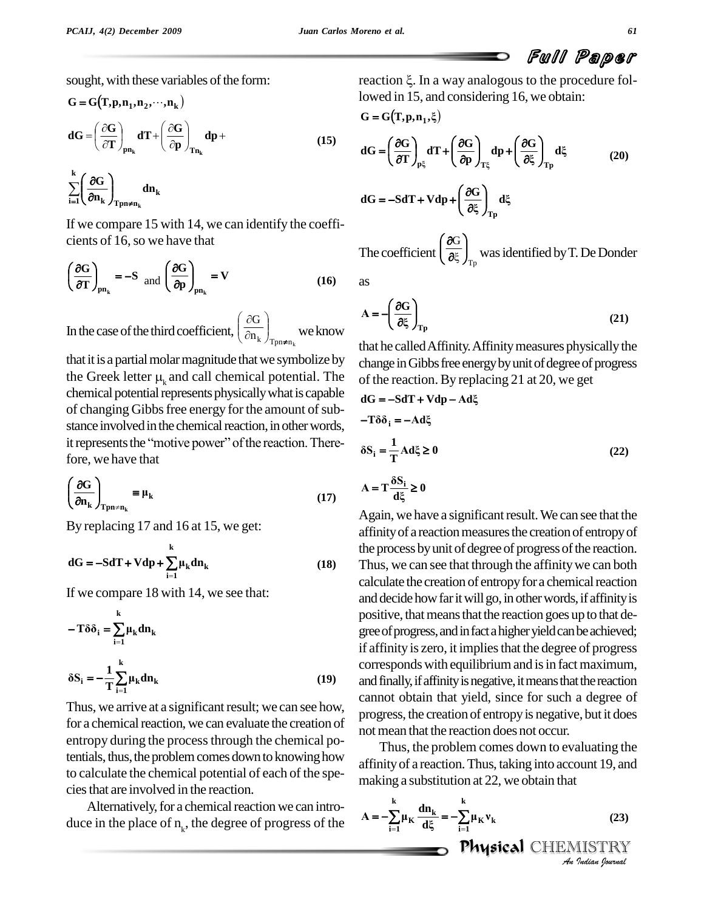sought, with these variables of the form:

$$G = G(T, p, n_1, n_2, \cdots, n_k)$$

$$dG = \left(\frac{\partial G}{\partial T}\right)_{pn_k} dT + \left(\frac{\partial G}{\partial p}\right)_{Tn_k} dp + \sum_{i=1}^{k}\left(\frac{\partial G}{\partial n_k}\right)_{Tpn \neq n_k} dn_k \tag{15}$$

If we compare 15 with 14, we can identify the coefficients of 16, so we have that

$$\left(\frac{\partial G}{\partial T}\right)_{pn_k} = -S \text{ and } \left(\frac{\partial G}{\partial p}\right)_{pn_k} = V \tag{16}$$

In the case of the third coefficient, $\left(\frac{\partial G}{\partial n_k}\right)_{Tpn \neq n_k}$ we know that it is a partial molar magnitude that we symbolize by the Greek letter $\mu_k$ and call chemical potential. The chemical potential represents physically what is capable of changing Gibbs free energy for the amount of substance involved in the chemical reaction, in other words, it represents the "motive power" of the reaction. Therefore, we have that

$$\left(\frac{\partial G}{\partial n_k}\right)_{Tpn \neq n_k} \equiv \mu_k \tag{17}$$

By replacing 17 and 16 at 15, we get:

$$dG = -SdT + Vdp + \sum_{i=1}^{k} \mu_k dn_k \tag{18}$$

If we compare 18 with 14, we see that:

$$-T\delta\delta_i = \sum_{i=1}^{k} \mu_k dn_k$$

$$\delta S_i = -\frac{1}{T}\sum_{i=1}^{k} \mu_k dn_k \tag{19}$$

Thus, we arrive at a significant result; we can see how, for a chemical reaction, we can evaluate the creation of entropy during the process through the chemical potentials, thus, the problem comes down to knowing how to calculate the chemical potential of each of the species that are involved in the reaction.

Alternatively, for a chemical reaction we can introduce in the place of $n_k$, the degree of progress of the reaction $\xi$. In a way analogous to the procedure followed in 15, and considering 16, we obtain:

$$G = G(T, p, n_1, \xi)$$

$$dG = \left(\frac{\partial G}{\partial T}\right)_{p\xi} dT + \left(\frac{\partial G}{\partial p}\right)_{T\xi} dp + \left(\frac{\partial G}{\partial \xi}\right)_{Tp} d\xi \tag{20}$$

$$dG = -SdT + Vdp + \left(\frac{\partial G}{\partial \xi}\right)_{Tp} d\xi$$

The coefficient $\left(\frac{\partial G}{\partial \xi}\right)_{Tp}$ was identified by T. De Donder as

$$A = -\left(\frac{\partial G}{\partial \xi}\right)_{Tp} \tag{21}$$

that he called Affinity. Affinity measures physically the change in Gibbs free energy by unit of degree of progress of the reaction. By replacing 21 at 20, we get

$$dG = -SdT + Vdp - Ad\xi$$

$$-T\delta\delta_i = -Ad\xi$$

$$\delta S_i = \frac{1}{T} Ad\xi \geq 0 \tag{22}$$

$$A = T\frac{\delta S_i}{d\xi} \geq 0$$

Again, we have a significant result. We can see that the affinity of a reaction measures the creation of entropy of the process by unit of degree of progress of the reaction. Thus, we can see that through the affinity we can both calculate the creation of entropy for a chemical reaction and decide how far it will go, in other words, if affinity is positive, that means that the reaction goes up to that degree of progress, and in fact a higher yield can be achieved; if affinity is zero, it implies that the degree of progress corresponds with equilibrium and is in fact maximum, and finally, if affinity is negative, it means that the reaction cannot obtain that yield, since for such a degree of progress, the creation of entropy is negative, but it does not mean that the reaction does not occur.

Thus, the problem comes down to evaluating the affinity of a reaction. Thus, taking into account 19, and making a substitution at 22, we obtain that

$$A = -\sum_{i=1}^{k} \mu_K \frac{dn_k}{d\xi} = -\sum_{i=1}^{k} \mu_K \nu_k \tag{23}$$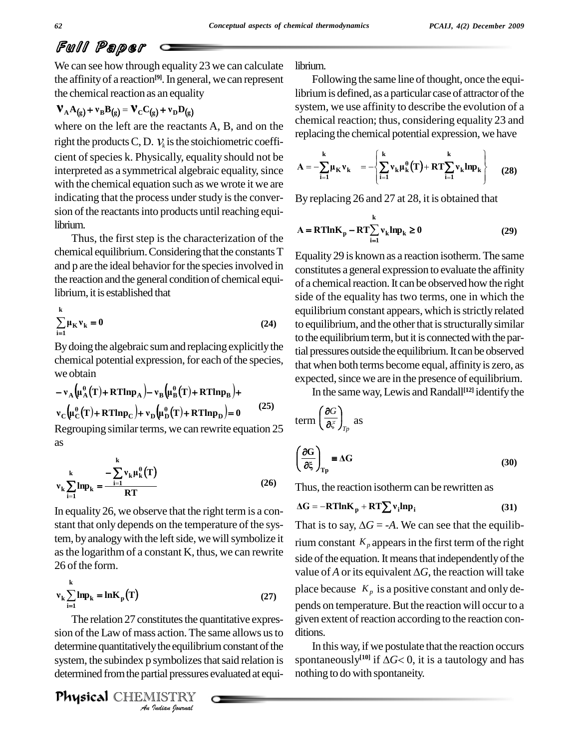We can see how through equality 23 we can calculate the affinity of a reaction[9]. In general, we can represent the chemical reaction as an equality

$$\nu_A A_{(g)} + \nu_B B_{(g)} = \nu_C C_{(g)} + \nu_D D_{(g)}$$

where on the left are the reactants A, B, and on the right the products C, D. $\nu_k$ is the stoichiometric coefficient of species k. Physically, equality should not be interpreted as a symmetrical algebraic equality, since with the chemical equation such as we wrote it we are indicating that the process under study is the conversion of the reactants into products until reaching equilibrium.

Thus, the first step is the characterization of the chemical equilibrium. Considering that the constants T and p are the ideal behavior for the species involved in the reaction and the general condition of chemical equilibrium, it is established that

$$\sum_{i=1}^{k} \mu_K \nu_k = 0 \tag{24}$$

By doing the algebraic sum and replacing explicitly the chemical potential expression, for each of the species, we obtain

$$-\nu_A\left(\mu_A^0(T) + RT\ln p_A\right) - \nu_B\left(\mu_B^0(T) + RT\ln p_B\right) + \nu_C\left(\mu_C^0(T) + RT\ln p_C\right) + \nu_D\left(\mu_D^0(T) + RT\ln p_D\right) = 0 \tag{25}$$

Regrouping similar terms, we can rewrite equation 25 as

$$\nu_k \sum_{i=1}^{k} \ln p_k = \frac{-\sum_{i=1}^{k} \nu_k \mu_k^0(T)}{RT} \tag{26}$$

In equality 26, we observe that the right term is a constant that only depends on the temperature of the system, by analogy with the left side, we will symbolize it as the logarithm of a constant K, thus, we can rewrite 26 of the form.

$$\nu_k \sum_{i=1}^{k} \ln p_k = \ln K_p(T) \tag{27}$$

The relation 27 constitutes the quantitative expression of the Law of mass action. The same allows us to determine quantitatively the equilibrium constant of the system, the subindex p symbolizes that said relation is determined from the partial pressures evaluated at equilibrium.

Following the same line of thought, once the equilibrium is defined, as a particular case of attractor of the system, we use affinity to describe the evolution of a chemical reaction; thus, considering equality 23 and replacing the chemical potential expression, we have

$$A = -\sum_{i=1}^{k} \mu_K \nu_k = -\left\{\sum_{i=1}^{k} \nu_k \mu_k^0(T) + RT\sum_{i=1}^{k} \nu_k \ln p_k\right\} \tag{28}$$

By replacing 26 and 27 at 28, it is obtained that

$$A = RT\ln K_p - RT\sum_{i=1}^{k} \nu_k \ln p_k \geq 0 \tag{29}$$

Equality 29 is known as a reaction isotherm. The same constitutes a general expression to evaluate the affinity of a chemical reaction. It can be observed how the right side of the equality has two terms, one in which the equilibrium constant appears, which is strictly related to equilibrium, and the other that is structurally similar to the equilibrium term, but it is connected with the partial pressures outside the equilibrium. It can be observed that when both terms become equal, affinity is zero, as expected, since we are in the presence of equilibrium.

In the same way, Lewis and Randall[12] identify the term $\left(\frac{\partial G}{\partial \xi}\right)_{Tp}$ as

$$\left(\frac{\partial G}{\partial \xi}\right)_{Tp} \equiv \Delta G \tag{30}$$

Thus, the reaction isotherm can be rewritten as

$$\Delta G = -RT\ln K_p + RT\sum \nu_i \ln p_i \tag{31}$$

That is to say, $\Delta G = -A$. We can see that the equilibrium constant $K_p$ appears in the first term of the right side of the equation. It means that independently of the value of $A$ or its equivalent $\Delta G$, the reaction will take place because $K_p$ is a positive constant and only depends on temperature. But the reaction will occur to a given extent of reaction according to the reaction conditions.

In this way, if we postulate that the reaction occurs spontaneously[10] if $\Delta G < 0$, it is a tautology and has nothing to do with spontaneity.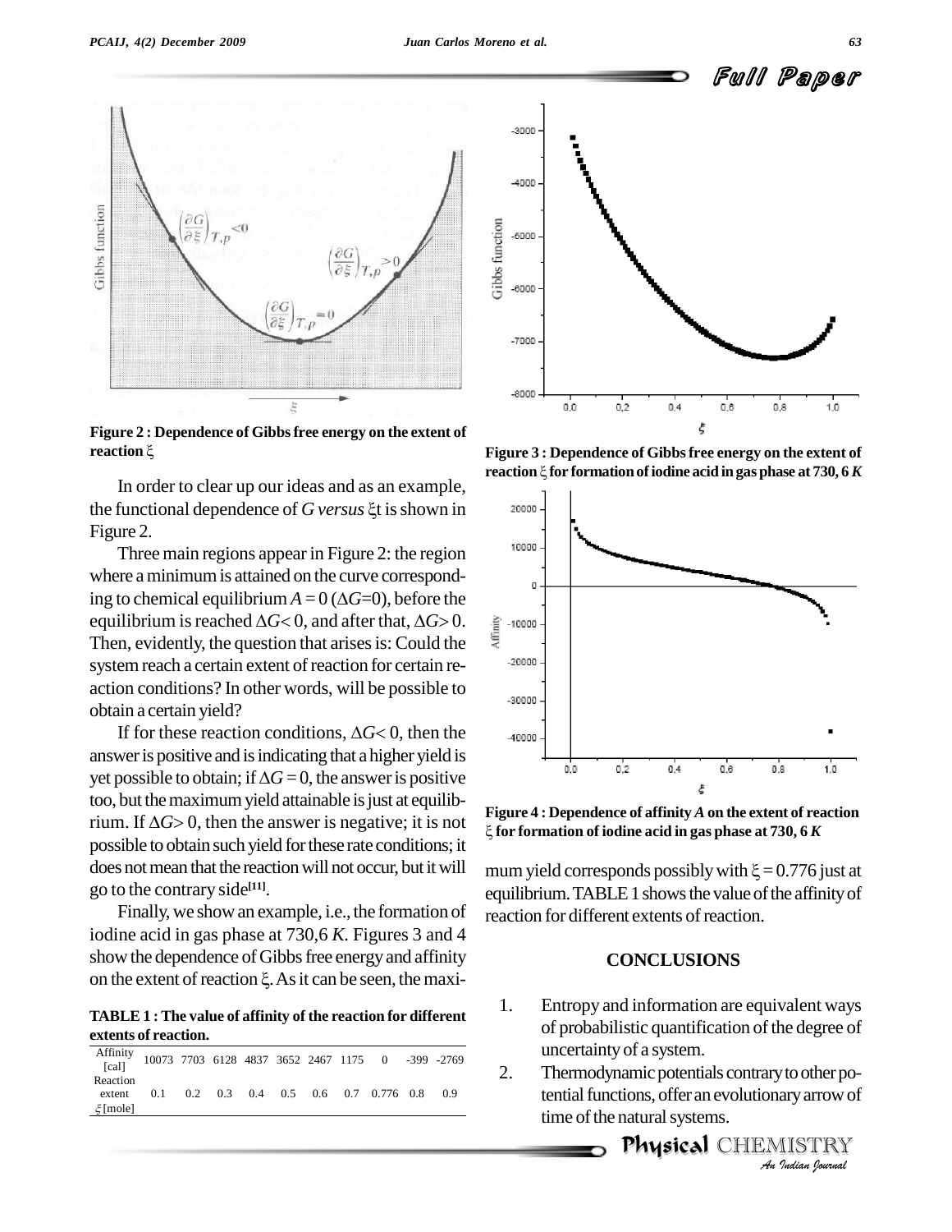Figure 2 : Dependence of Gibbs free energy on the extent of reaction $\xi$

In order to clear up our ideas and as an example, the functional dependence of $G$ *versus* $\xi$t is shown in Figure 2.

Three main regions appear in Figure 2: the region where a minimum is attained on the curve corresponding to chemical equilibrium $A = 0$ ($\Delta G$=0), before the equilibrium is reached $\Delta G < 0$, and after that, $\Delta G > 0$. Then, evidently, the question that arises is: Could the system reach a certain extent of reaction for certain reaction conditions? In other words, will be possible to obtain a certain yield?

If for these reaction conditions, $\Delta G < 0$, then the answer is positive and is indicating that a higher yield is yet possible to obtain; if $\Delta G = 0$, the answer is positive too, but the maximum yield attainable is just at equilibrium. If $\Delta G > 0$, then the answer is negative; it is not possible to obtain such yield for these rate conditions; it does not mean that the reaction will not occur, but it will go to the contrary side[11].

Finally, we show an example, i.e., the formation of iodine acid in gas phase at 730,6 *K*. Figures 3 and 4 show the dependence of Gibbs free energy and affinity on the extent of reaction $\xi$. As it can be seen, the maximum yield corresponds possibly with $\xi = 0.776$ just at equilibrium. TABLE 1 shows the value of the affinity of reaction for different extents of reaction.

TABLE 1 : The value of affinity of the reaction for different extents of reaction.

| Affinity [cal] | 10073 | 7703 | 6128 | 4837 | 3652 | 2467 | 1175 | 0 | -399 | -2769 |
|---|---|---|---|---|---|---|---|---|---|---|
| Reaction extent $\xi$ [mole] | 0.1 | 0.2 | 0.3 | 0.4 | 0.5 | 0.6 | 0.7 | 0.776 | 0.8 | 0.9 |

Figure 3 : Dependence of Gibbs free energy on the extent of reaction $\xi$ for formation of iodine acid in gas phase at 730, 6 *K*

Figure 4 : Dependence of affinity $A$ on the extent of reaction $\xi$ for formation of iodine acid in gas phase at 730, 6 *K*

## CONCLUSIONS

1. Entropy and information are equivalent ways of probabilistic quantification of the degree of uncertainty of a system.
2. Thermodynamic potentials contrary to other potential functions, offer an evolutionary arrow of time of the natural systems.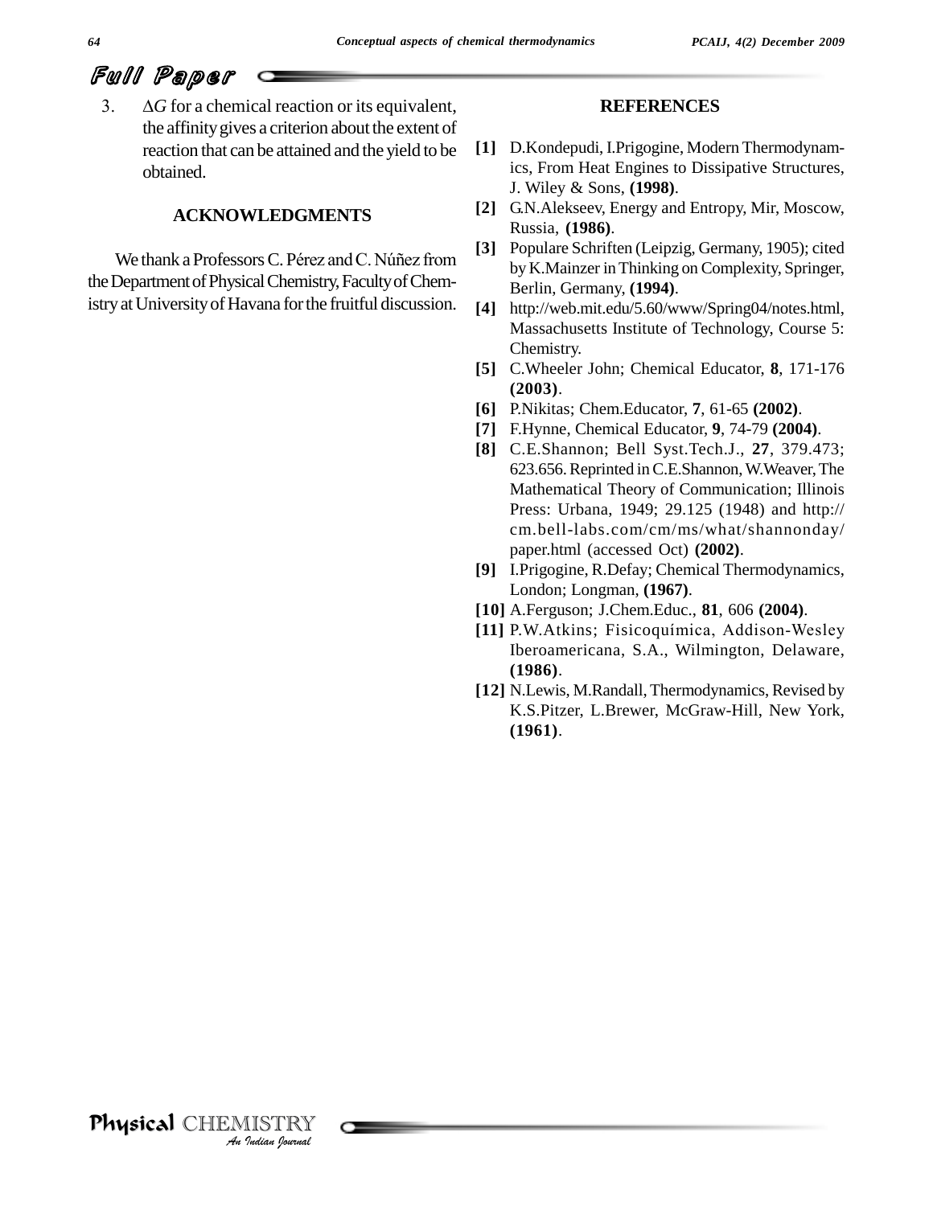3. $\Delta G$ for a chemical reaction or its equivalent, the affinity gives a criterion about the extent of reaction that can be attained and the yield to be obtained.

## ACKNOWLEDGMENTS

We thank a Professors C. Pérez and C. Núñez from the Department of Physical Chemistry, Faculty of Chemistry at University of Havana for the fruitful discussion.

## REFERENCES

[1] D.Kondepudi, I.Prigogine, Modern Thermodynamics, From Heat Engines to Dissipative Structures, J. Wiley & Sons, **(1998)**.

[2] G.N.Alekseev, Energy and Entropy, Mir, Moscow, Russia, **(1986)**.

[3] Populare Schriften (Leipzig, Germany, 1905); cited by K.Mainzer in Thinking on Complexity, Springer, Berlin, Germany, **(1994)**.

[4] http://web.mit.edu/5.60/www/Spring04/notes.html, Massachusetts Institute of Technology, Course 5: Chemistry.

[5] C.Wheeler John; Chemical Educator, **8**, 171-176 **(2003)**.

[6] P.Nikitas; Chem.Educator, **7**, 61-65 **(2002)**.

[7] F.Hynne, Chemical Educator, **9**, 74-79 **(2004)**.

[8] C.E.Shannon; Bell Syst.Tech.J., **27**, 379.473; 623.656. Reprinted in C.E.Shannon, W.Weaver, The Mathematical Theory of Communication; Illinois Press: Urbana, 1949; 29.125 (1948) and http://cm.bell-labs.com/cm/ms/what/shannonday/paper.html (accessed Oct) **(2002)**.

[9] I.Prigogine, R.Defay; Chemical Thermodynamics, London; Longman, **(1967)**.

[10] A.Ferguson; J.Chem.Educ., **81**, 606 **(2004)**.

[11] P.W.Atkins; Fisicoquímica, Addison-Wesley Iberoamericana, S.A., Wilmington, Delaware, **(1986)**.

[12] N.Lewis, M.Randall, Thermodynamics, Revised by K.S.Pitzer, L.Brewer, McGraw-Hill, New York, **(1961)**.